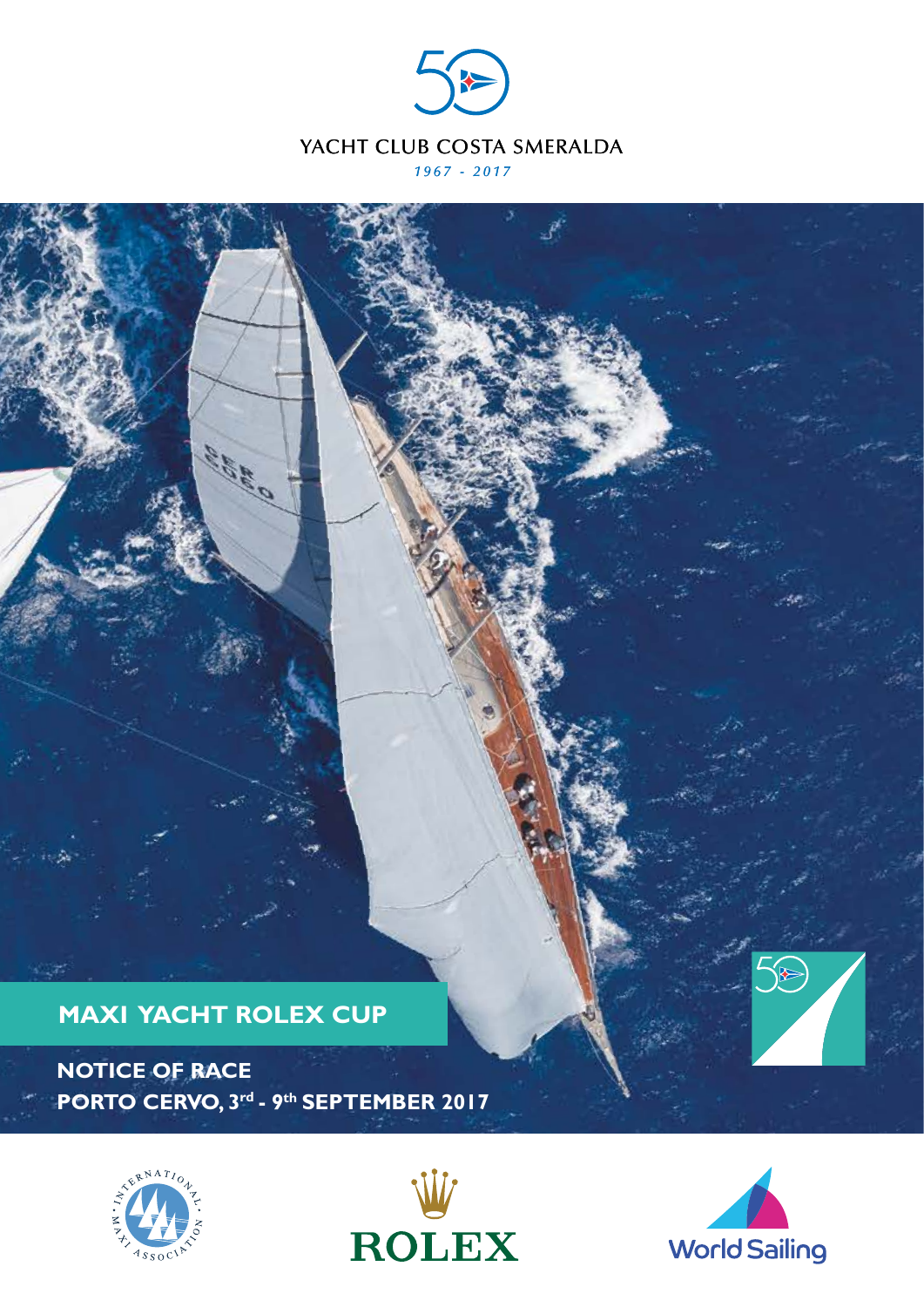YACHT CLUB COSTA SMERALDA

*1967 - 2017*

# MAXI YACHT ROLEX CUP

**NOTICE OF RACE**

**PORTO CERVO, 3rd - 9th SEPTEMBER 2017**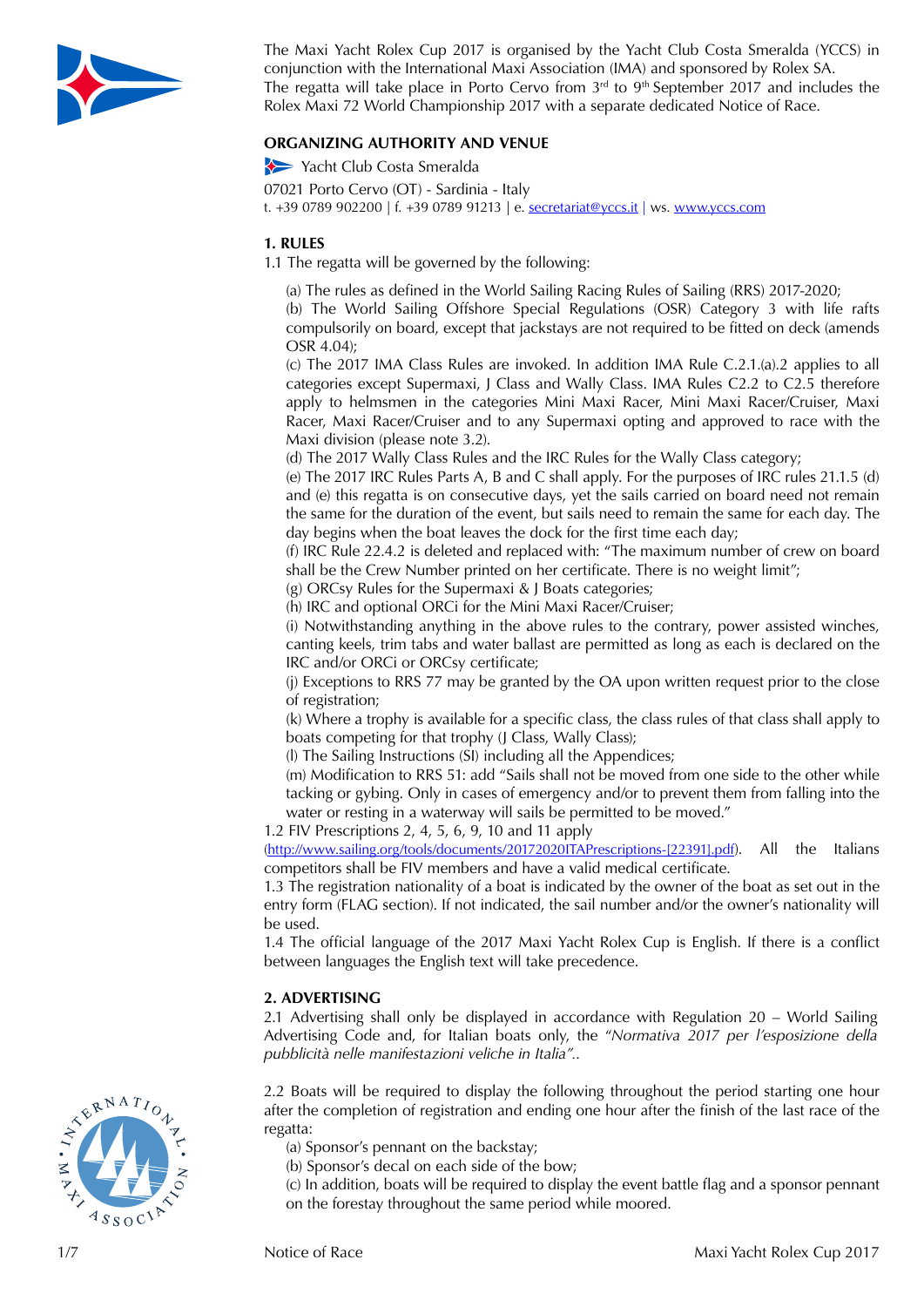The Maxi Yacht Rolex Cup 2017 is organised by the Yacht Club Costa Smeralda (YCCS) in conjunction with the International Maxi Association (IMA) and sponsored by Rolex SA.
The regatta will take place in Porto Cervo from 3rd to 9th September 2017 and includes the Rolex Maxi 72 World Championship 2017 with a separate dedicated Notice of Race.

## ORGANIZING AUTHORITY AND VENUE

Yacht Club Costa Smeralda

07021 Porto Cervo (OT) - Sardinia - Italy
t. +39 0789 902200 | f. +39 0789 91213 | e. secretariat@yccs.it | ws. www.yccs.com

## 1. RULES

1.1 The regatta will be governed by the following:

(a) The rules as defined in the World Sailing Racing Rules of Sailing (RRS) 2017-2020;
(b) The World Sailing Offshore Special Regulations (OSR) Category 3 with life rafts compulsorily on board, except that jackstays are not required to be fitted on deck (amends OSR 4.04);
(c) The 2017 IMA Class Rules are invoked. In addition IMA Rule C.2.1.(a).2 applies to all categories except Supermaxi, J Class and Wally Class. IMA Rules C2.2 to C2.5 therefore apply to helmsmen in the categories Mini Maxi Racer, Mini Maxi Racer/Cruiser, Maxi Racer, Maxi Racer/Cruiser and to any Supermaxi opting and approved to race with the Maxi division (please note 3.2).
(d) The 2017 Wally Class Rules and the IRC Rules for the Wally Class category;
(e) The 2017 IRC Rules Parts A, B and C shall apply. For the purposes of IRC rules 21.1.5 (d) and (e) this regatta is on consecutive days, yet the sails carried on board need not remain the same for the duration of the event, but sails need to remain the same for each day. The day begins when the boat leaves the dock for the first time each day;
(f) IRC Rule 22.4.2 is deleted and replaced with: "The maximum number of crew on board shall be the Crew Number printed on her certificate. There is no weight limit";
(g) ORCsy Rules for the Supermaxi & J Boats categories;
(h) IRC and optional ORCi for the Mini Maxi Racer/Cruiser;
(i) Notwithstanding anything in the above rules to the contrary, power assisted winches, canting keels, trim tabs and water ballast are permitted as long as each is declared on the IRC and/or ORCi or ORCsy certificate;
(j) Exceptions to RRS 77 may be granted by the OA upon written request prior to the close of registration;
(k) Where a trophy is available for a specific class, the class rules of that class shall apply to boats competing for that trophy (J Class, Wally Class);
(l) The Sailing Instructions (SI) including all the Appendices;
(m) Modification to RRS 51: add "Sails shall not be moved from one side to the other while tacking or gybing. Only in cases of emergency and/or to prevent them from falling into the water or resting in a waterway will sails be permitted to be moved."

1.2 FIV Prescriptions 2, 4, 5, 6, 9, 10 and 11 apply (http://www.sailing.org/tools/documents/20172020ITAPrescriptions-[22391].pdf). All the Italians competitors shall be FIV members and have a valid medical certificate.

1.3 The registration nationality of a boat is indicated by the owner of the boat as set out in the entry form (FLAG section). If not indicated, the sail number and/or the owner's nationality will be used.

1.4 The official language of the 2017 Maxi Yacht Rolex Cup is English. If there is a conflict between languages the English text will take precedence.

## 2. ADVERTISING

2.1 Advertising shall only be displayed in accordance with Regulation 20 – World Sailing Advertising Code and, for Italian boats only, the "*Normativa 2017 per l'esposizione della pubblicità nelle manifestazioni veliche in Italia*"..

2.2 Boats will be required to display the following throughout the period starting one hour after the completion of registration and ending one hour after the finish of the last race of the regatta:

(a) Sponsor's pennant on the backstay;
(b) Sponsor's decal on each side of the bow;
(c) In addition, boats will be required to display the event battle flag and a sponsor pennant on the forestay throughout the same period while moored.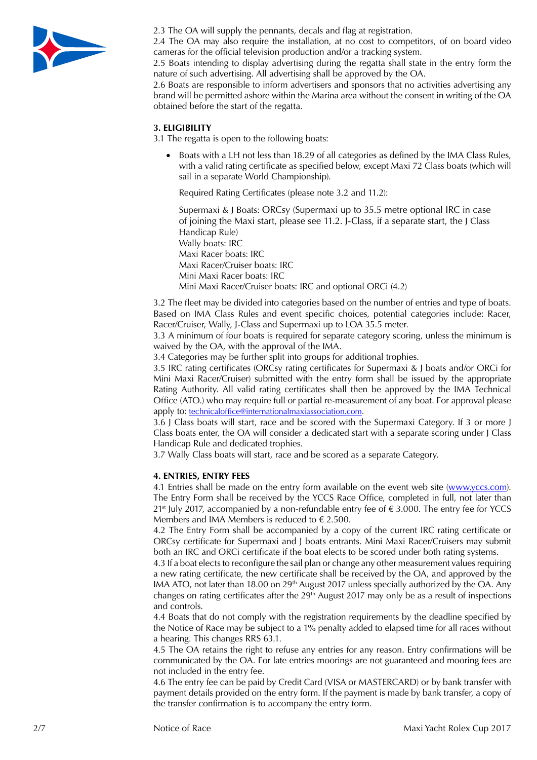2.3 The OA will supply the pennants, decals and flag at registration.
2.4 The OA may also require the installation, at no cost to competitors, of on board video cameras for the official television production and/or a tracking system.
2.5 Boats intending to display advertising during the regatta shall state in the entry form the nature of such advertising. All advertising shall be approved by the OA.
2.6 Boats are responsible to inform advertisers and sponsors that no activities advertising any brand will be permitted ashore within the Marina area without the consent in writing of the OA obtained before the start of the regatta.

**3. ELIGIBILITY**

3.1 The regatta is open to the following boats:

- Boats with a LH not less than 18.29 of all categories as defined by the IMA Class Rules, with a valid rating certificate as specified below, except Maxi 72 Class boats (which will sail in a separate World Championship).

  Required Rating Certificates (please note 3.2 and 11.2):

  Supermaxi & J Boats: ORCsy (Supermaxi up to 35.5 metre optional IRC in case of joining the Maxi start, please see 11.2. J-Class, if a separate start, the J Class Handicap Rule)
  Wally boats: IRC
  Maxi Racer boats: IRC
  Maxi Racer/Cruiser boats: IRC
  Mini Maxi Racer boats: IRC
  Mini Maxi Racer/Cruiser boats: IRC and optional ORCi (4.2)

3.2 The fleet may be divided into categories based on the number of entries and type of boats. Based on IMA Class Rules and event specific choices, potential categories include: Racer, Racer/Cruiser, Wally, J-Class and Supermaxi up to LOA 35.5 meter.
3.3 A minimum of four boats is required for separate category scoring, unless the minimum is waived by the OA, with the approval of the IMA.
3.4 Categories may be further split into groups for additional trophies.
3.5 IRC rating certificates (ORCsy rating certificates for Supermaxi & J boats and/or ORCi for Mini Maxi Racer/Cruiser) submitted with the entry form shall be issued by the appropriate Rating Authority. All valid rating certificates shall then be approved by the IMA Technical Office (ATO.) who may require full or partial re-measurement of any boat. For approval please apply to: technicaloffice@internationalmaxiassociation.com.
3.6 J Class boats will start, race and be scored with the Supermaxi Category. If 3 or more J Class boats enter, the OA will consider a dedicated start with a separate scoring under J Class Handicap Rule and dedicated trophies.
3.7 Wally Class boats will start, race and be scored as a separate Category.

**4. ENTRIES, ENTRY FEES**

4.1 Entries shall be made on the entry form available on the event web site (www.yccs.com). The Entry Form shall be received by the YCCS Race Office, completed in full, not later than 21st July 2017, accompanied by a non-refundable entry fee of € 3.000. The entry fee for YCCS Members and IMA Members is reduced to € 2.500.
4.2 The Entry Form shall be accompanied by a copy of the current IRC rating certificate or ORCsy certificate for Supermaxi and J boats entrants. Mini Maxi Racer/Cruisers may submit both an IRC and ORCi certificate if the boat elects to be scored under both rating systems.
4.3 If a boat elects to reconfigure the sail plan or change any other measurement values requiring a new rating certificate, the new certificate shall be received by the OA, and approved by the IMA ATO, not later than 18.00 on 29th August 2017 unless specially authorized by the OA. Any changes on rating certificates after the 29th August 2017 may only be as a result of inspections and controls.
4.4 Boats that do not comply with the registration requirements by the deadline specified by the Notice of Race may be subject to a 1% penalty added to elapsed time for all races without a hearing. This changes RRS 63.1.
4.5 The OA retains the right to refuse any entries for any reason. Entry confirmations will be communicated by the OA. For late entries moorings are not guaranteed and mooring fees are not included in the entry fee.
4.6 The entry fee can be paid by Credit Card (VISA or MASTERCARD) or by bank transfer with payment details provided on the entry form. If the payment is made by bank transfer, a copy of the transfer confirmation is to accompany the entry form.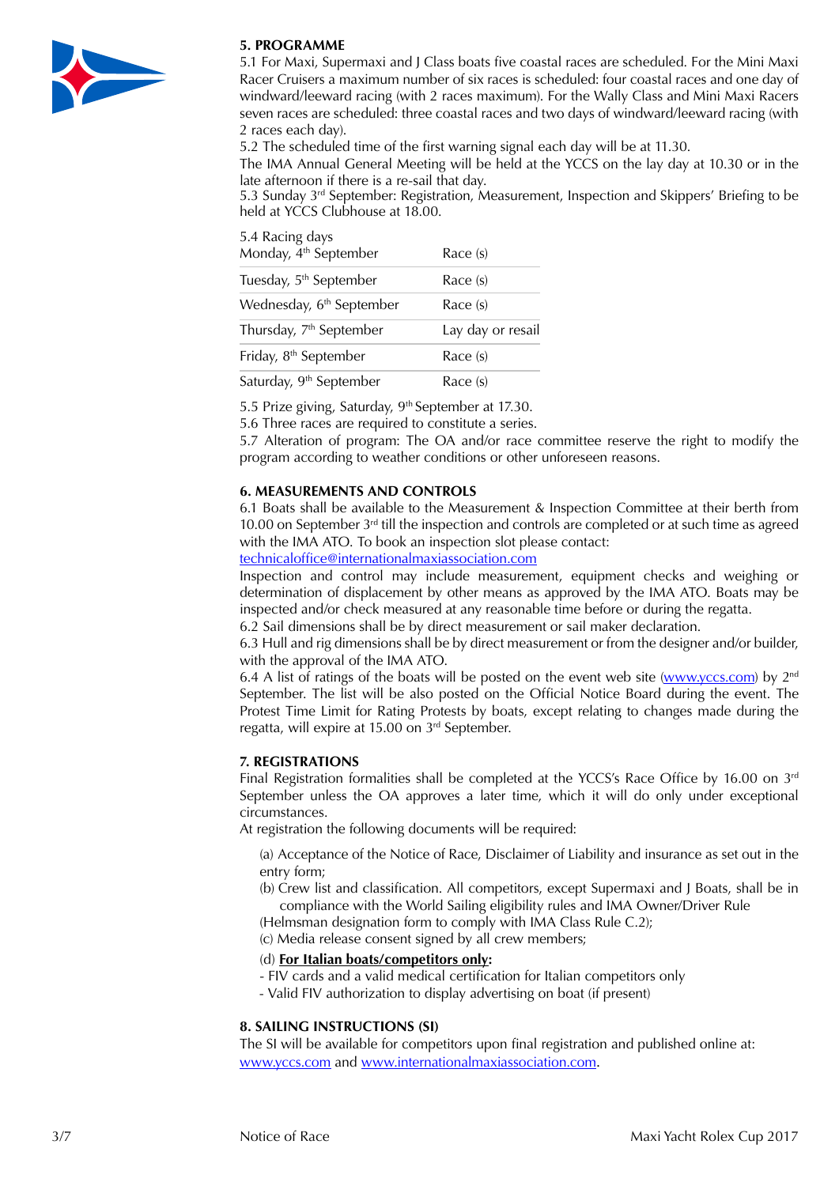## 5. PROGRAMME

5.1 For Maxi, Supermaxi and J Class boats five coastal races are scheduled. For the Mini Maxi Racer Cruisers a maximum number of six races is scheduled: four coastal races and one day of windward/leeward racing (with 2 races maximum). For the Wally Class and Mini Maxi Racers seven races are scheduled: three coastal races and two days of windward/leeward racing (with 2 races each day).

5.2 The scheduled time of the first warning signal each day will be at 11.30.

The IMA Annual General Meeting will be held at the YCCS on the lay day at 10.30 or in the late afternoon if there is a re-sail that day.

5.3 Sunday 3rd September: Registration, Measurement, Inspection and Skippers' Briefing to be held at YCCS Clubhouse at 18.00.

5.4 Racing days

| | |
|---|---|
| Monday, 4th September | Race (s) |
| Tuesday, 5th September | Race (s) |
| Wednesday, 6th September | Race (s) |
| Thursday, 7th September | Lay day or resail |
| Friday, 8th September | Race (s) |
| Saturday, 9th September | Race (s) |

5.5 Prize giving, Saturday, 9th September at 17.30.

5.6 Three races are required to constitute a series.

5.7 Alteration of program: The OA and/or race committee reserve the right to modify the program according to weather conditions or other unforeseen reasons.

## 6. MEASUREMENTS AND CONTROLS

6.1 Boats shall be available to the Measurement & Inspection Committee at their berth from 10.00 on September 3rd till the inspection and controls are completed or at such time as agreed with the IMA ATO. To book an inspection slot please contact:
technicaloffice@internationalmaxiassociation.com

Inspection and control may include measurement, equipment checks and weighing or determination of displacement by other means as approved by the IMA ATO. Boats may be inspected and/or check measured at any reasonable time before or during the regatta.

6.2 Sail dimensions shall be by direct measurement or sail maker declaration.

6.3 Hull and rig dimensions shall be by direct measurement or from the designer and/or builder, with the approval of the IMA ATO.

6.4 A list of ratings of the boats will be posted on the event web site (www.yccs.com) by 2nd September. The list will be also posted on the Official Notice Board during the event. The Protest Time Limit for Rating Protests by boats, except relating to changes made during the regatta, will expire at 15.00 on 3rd September.

## 7. REGISTRATIONS

Final Registration formalities shall be completed at the YCCS's Race Office by 16.00 on 3rd September unless the OA approves a later time, which it will do only under exceptional circumstances.

At registration the following documents will be required:

(a) Acceptance of the Notice of Race, Disclaimer of Liability and insurance as set out in the entry form;

(b) Crew list and classification. All competitors, except Supermaxi and J Boats, shall be in compliance with the World Sailing eligibility rules and IMA Owner/Driver Rule

(Helmsman designation form to comply with IMA Class Rule C.2);

(c) Media release consent signed by all crew members;

(d) **For Italian boats/competitors only:**

- FIV cards and a valid medical certification for Italian competitors only
- Valid FIV authorization to display advertising on boat (if present)

## 8. SAILING INSTRUCTIONS (SI)

The SI will be available for competitors upon final registration and published online at: www.yccs.com and www.internationalmaxiassociation.com.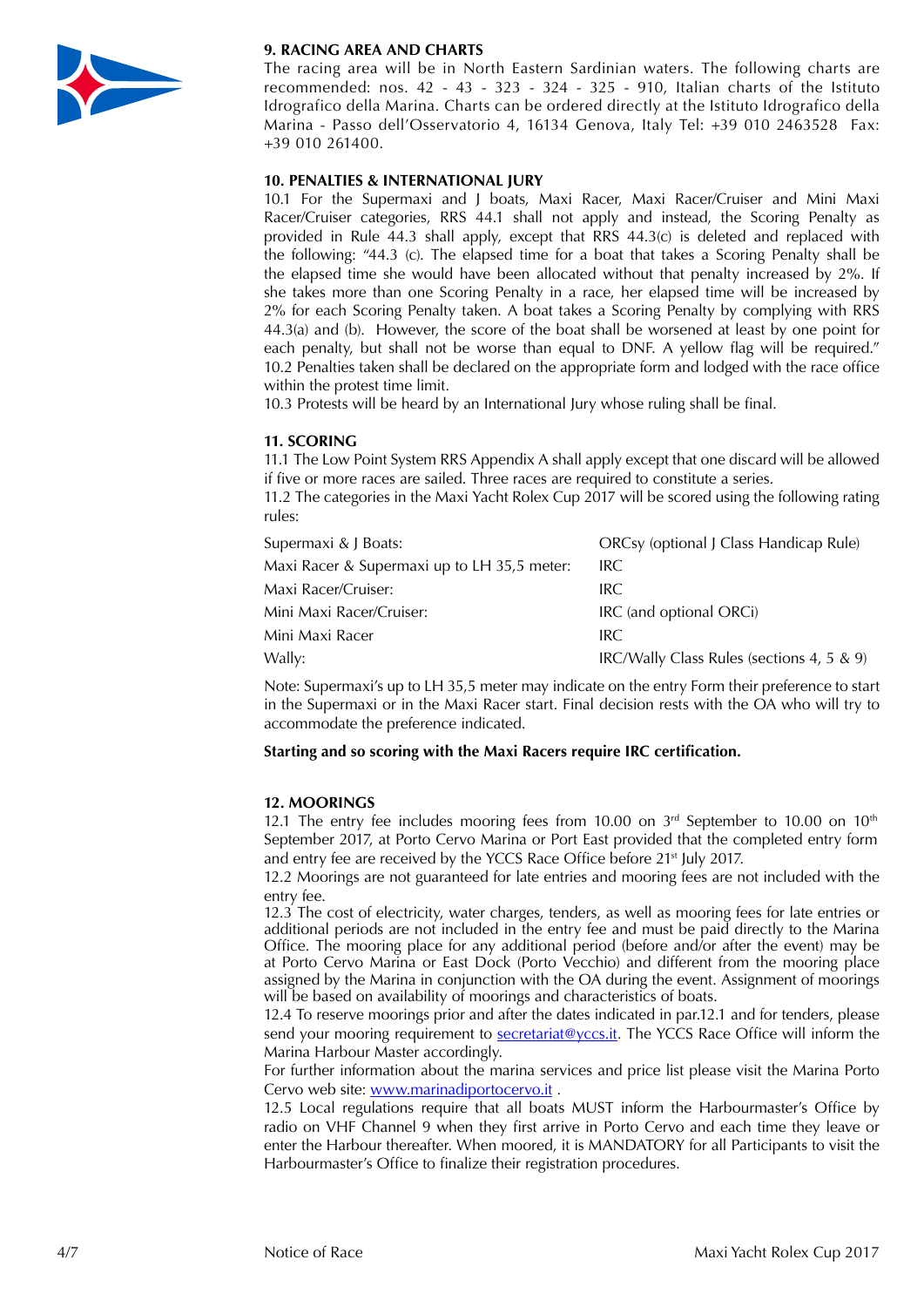**9. RACING AREA AND CHARTS**

The racing area will be in North Eastern Sardinian waters. The following charts are recommended: nos. 42 - 43 - 323 - 324 - 325 - 910, Italian charts of the Istituto Idrografico della Marina. Charts can be ordered directly at the Istituto Idrografico della Marina - Passo dell'Osservatorio 4, 16134 Genova, Italy Tel: +39 010 2463528 Fax: +39 010 261400.

**10. PENALTIES & INTERNATIONAL JURY**

10.1 For the Supermaxi and J boats, Maxi Racer, Maxi Racer/Cruiser and Mini Maxi Racer/Cruiser categories, RRS 44.1 shall not apply and instead, the Scoring Penalty as provided in Rule 44.3 shall apply, except that RRS 44.3(c) is deleted and replaced with the following: "44.3 (c). The elapsed time for a boat that takes a Scoring Penalty shall be the elapsed time she would have been allocated without that penalty increased by 2%. If she takes more than one Scoring Penalty in a race, her elapsed time will be increased by 2% for each Scoring Penalty taken. A boat takes a Scoring Penalty by complying with RRS 44.3(a) and (b). However, the score of the boat shall be worsened at least by one point for each penalty, but shall not be worse than equal to DNF. A yellow flag will be required."

10.2 Penalties taken shall be declared on the appropriate form and lodged with the race office within the protest time limit.

10.3 Protests will be heard by an International Jury whose ruling shall be final.

**11. SCORING**

11.1 The Low Point System RRS Appendix A shall apply except that one discard will be allowed if five or more races are sailed. Three races are required to constitute a series.

11.2 The categories in the Maxi Yacht Rolex Cup 2017 will be scored using the following rating rules:

| | |
|---|---|
| Supermaxi & J Boats: | ORCsy (optional J Class Handicap Rule) |
| Maxi Racer & Supermaxi up to LH 35,5 meter: | IRC |
| Maxi Racer/Cruiser: | IRC |
| Mini Maxi Racer/Cruiser: | IRC (and optional ORCi) |
| Mini Maxi Racer | IRC |
| Wally: | IRC/Wally Class Rules (sections 4, 5 & 9) |

Note: Supermaxi's up to LH 35,5 meter may indicate on the entry Form their preference to start in the Supermaxi or in the Maxi Racer start. Final decision rests with the OA who will try to accommodate the preference indicated.

**Starting and so scoring with the Maxi Racers require IRC certification.**

**12. MOORINGS**

12.1 The entry fee includes mooring fees from 10.00 on 3rd September to 10.00 on 10th September 2017, at Porto Cervo Marina or Port East provided that the completed entry form and entry fee are received by the YCCS Race Office before 21st July 2017.

12.2 Moorings are not guaranteed for late entries and mooring fees are not included with the entry fee.

12.3 The cost of electricity, water charges, tenders, as well as mooring fees for late entries or additional periods are not included in the entry fee and must be paid directly to the Marina Office. The mooring place for any additional period (before and/or after the event) may be at Porto Cervo Marina or East Dock (Porto Vecchio) and different from the mooring place assigned by the Marina in conjunction with the OA during the event. Assignment of moorings will be based on availability of moorings and characteristics of boats.

12.4 To reserve moorings prior and after the dates indicated in par.12.1 and for tenders, please send your mooring requirement to secretariat@yccs.it. The YCCS Race Office will inform the Marina Harbour Master accordingly.

For further information about the marina services and price list please visit the Marina Porto Cervo web site: www.marinadiportocervo.it .

12.5 Local regulations require that all boats MUST inform the Harbourmaster's Office by radio on VHF Channel 9 when they first arrive in Porto Cervo and each time they leave or enter the Harbour thereafter. When moored, it is MANDATORY for all Participants to visit the Harbourmaster's Office to finalize their registration procedures.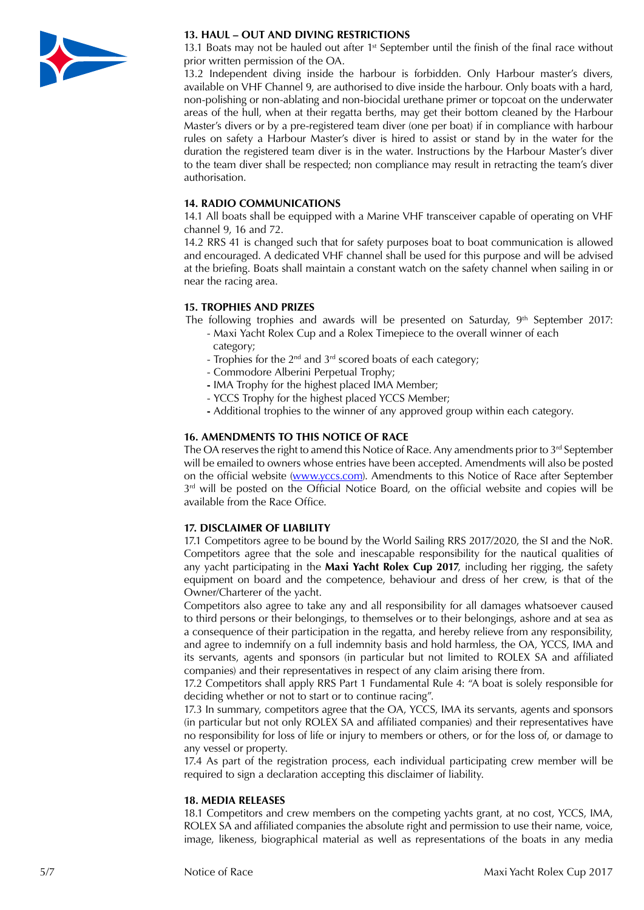## 13. HAUL – OUT AND DIVING RESTRICTIONS

13.1 Boats may not be hauled out after 1st September until the finish of the final race without prior written permission of the OA.

13.2 Independent diving inside the harbour is forbidden. Only Harbour master's divers, available on VHF Channel 9, are authorised to dive inside the harbour. Only boats with a hard, non-polishing or non-ablating and non-biocidal urethane primer or topcoat on the underwater areas of the hull, when at their regatta berths, may get their bottom cleaned by the Harbour Master's divers or by a pre-registered team diver (one per boat) if in compliance with harbour rules on safety a Harbour Master's diver is hired to assist or stand by in the water for the duration the registered team diver is in the water. Instructions by the Harbour Master's diver to the team diver shall be respected; non compliance may result in retracting the team's diver authorisation.

## 14. RADIO COMMUNICATIONS

14.1 All boats shall be equipped with a Marine VHF transceiver capable of operating on VHF channel 9, 16 and 72.

14.2 RRS 41 is changed such that for safety purposes boat to boat communication is allowed and encouraged. A dedicated VHF channel shall be used for this purpose and will be advised at the briefing. Boats shall maintain a constant watch on the safety channel when sailing in or near the racing area.

## 15. TROPHIES AND PRIZES

The following trophies and awards will be presented on Saturday, 9th September 2017:

- Maxi Yacht Rolex Cup and a Rolex Timepiece to the overall winner of each category;
- Trophies for the 2nd and 3rd scored boats of each category;
- Commodore Alberini Perpetual Trophy;
- IMA Trophy for the highest placed IMA Member;
- YCCS Trophy for the highest placed YCCS Member;
- Additional trophies to the winner of any approved group within each category.

## 16. AMENDMENTS TO THIS NOTICE OF RACE

The OA reserves the right to amend this Notice of Race. Any amendments prior to 3rd September will be emailed to owners whose entries have been accepted. Amendments will also be posted on the official website (www.yccs.com). Amendments to this Notice of Race after September 3rd will be posted on the Official Notice Board, on the official website and copies will be available from the Race Office.

## 17. DISCLAIMER OF LIABILITY

17.1 Competitors agree to be bound by the World Sailing RRS 2017/2020, the SI and the NoR. Competitors agree that the sole and inescapable responsibility for the nautical qualities of any yacht participating in the **Maxi Yacht Rolex Cup 2017**, including her rigging, the safety equipment on board and the competence, behaviour and dress of her crew, is that of the Owner/Charterer of the yacht.

Competitors also agree to take any and all responsibility for all damages whatsoever caused to third persons or their belongings, to themselves or to their belongings, ashore and at sea as a consequence of their participation in the regatta, and hereby relieve from any responsibility, and agree to indemnify on a full indemnity basis and hold harmless, the OA, YCCS, IMA and its servants, agents and sponsors (in particular but not limited to ROLEX SA and affiliated companies) and their representatives in respect of any claim arising there from.

17.2 Competitors shall apply RRS Part 1 Fundamental Rule 4: "A boat is solely responsible for deciding whether or not to start or to continue racing".

17.3 In summary, competitors agree that the OA, YCCS, IMA its servants, agents and sponsors (in particular but not only ROLEX SA and affiliated companies) and their representatives have no responsibility for loss of life or injury to members or others, or for the loss of, or damage to any vessel or property.

17.4 As part of the registration process, each individual participating crew member will be required to sign a declaration accepting this disclaimer of liability.

## 18. MEDIA RELEASES

18.1 Competitors and crew members on the competing yachts grant, at no cost, YCCS, IMA, ROLEX SA and affiliated companies the absolute right and permission to use their name, voice, image, likeness, biographical material as well as representations of the boats in any media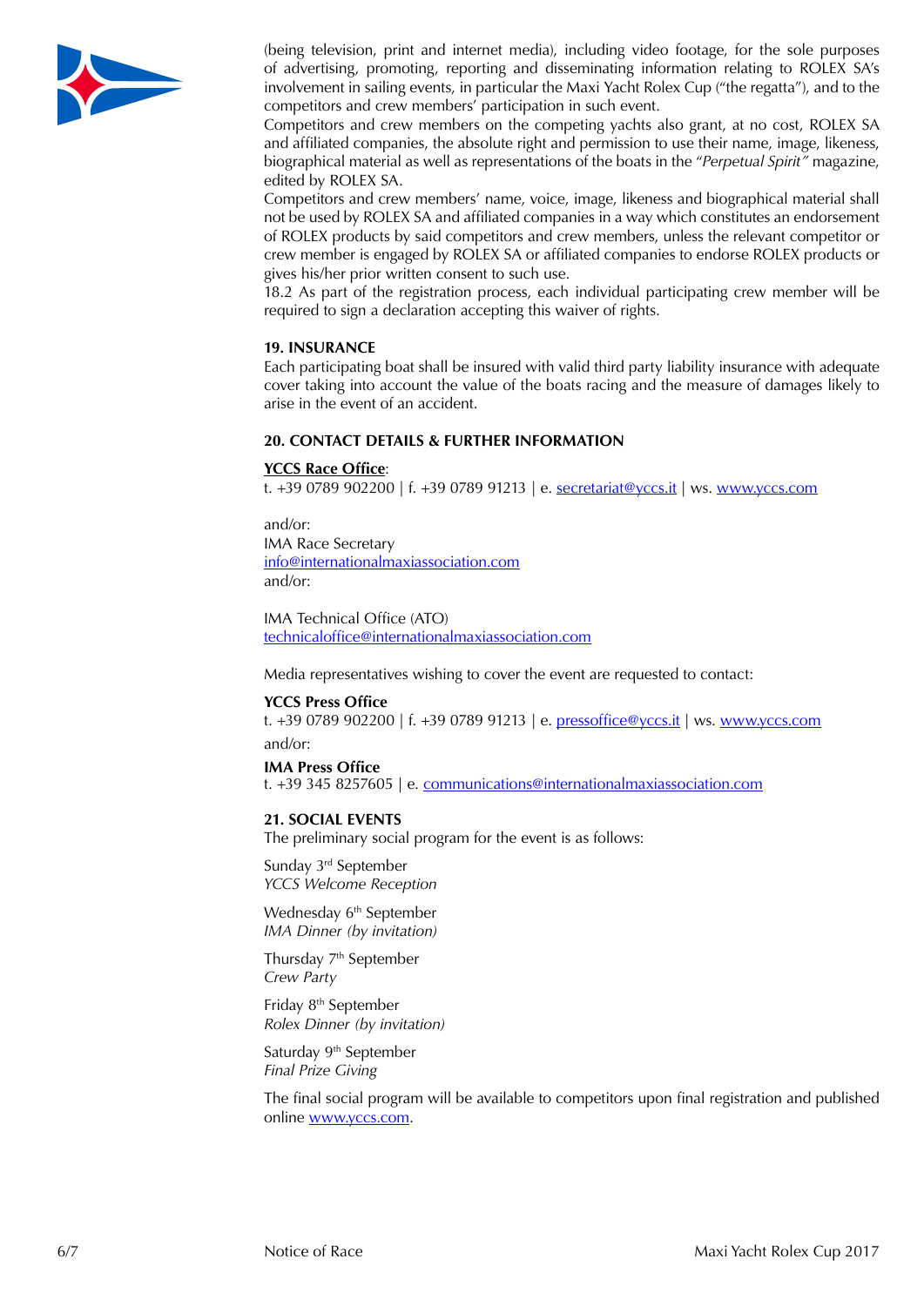(being television, print and internet media), including video footage, for the sole purposes of advertising, promoting, reporting and disseminating information relating to ROLEX SA's involvement in sailing events, in particular the Maxi Yacht Rolex Cup ("the regatta"), and to the competitors and crew members' participation in such event.

Competitors and crew members on the competing yachts also grant, at no cost, ROLEX SA and affiliated companies, the absolute right and permission to use their name, image, likeness, biographical material as well as representations of the boats in the "*Perpetual Spirit"* magazine, edited by ROLEX SA.

Competitors and crew members' name, voice, image, likeness and biographical material shall not be used by ROLEX SA and affiliated companies in a way which constitutes an endorsement of ROLEX products by said competitors and crew members, unless the relevant competitor or crew member is engaged by ROLEX SA or affiliated companies to endorse ROLEX products or gives his/her prior written consent to such use.

18.2 As part of the registration process, each individual participating crew member will be required to sign a declaration accepting this waiver of rights.

## 19. INSURANCE

Each participating boat shall be insured with valid third party liability insurance with adequate cover taking into account the value of the boats racing and the measure of damages likely to arise in the event of an accident.

## 20. CONTACT DETAILS & FURTHER INFORMATION

**YCCS Race Office**:
t. +39 0789 902200 | f. +39 0789 91213 | e. secretariat@yccs.it | ws. www.yccs.com

and/or:
IMA Race Secretary
info@internationalmaxiassociation.com
and/or:

IMA Technical Office (ATO)
technicaloffice@internationalmaxiassociation.com

Media representatives wishing to cover the event are requested to contact:

**YCCS Press Office**
t. +39 0789 902200 | f. +39 0789 91213 | e. pressoffice@yccs.it | ws. www.yccs.com
and/or:

**IMA Press Office**
t. +39 345 8257605 | e. communications@internationalmaxiassociation.com

## 21. SOCIAL EVENTS

The preliminary social program for the event is as follows:

Sunday 3rd September
*YCCS Welcome Reception*

Wednesday 6th September
*IMA Dinner (by invitation)*

Thursday 7th September
*Crew Party*

Friday 8th September
*Rolex Dinner (by invitation)*

Saturday 9th September
*Final Prize Giving*

The final social program will be available to competitors upon final registration and published online www.yccs.com.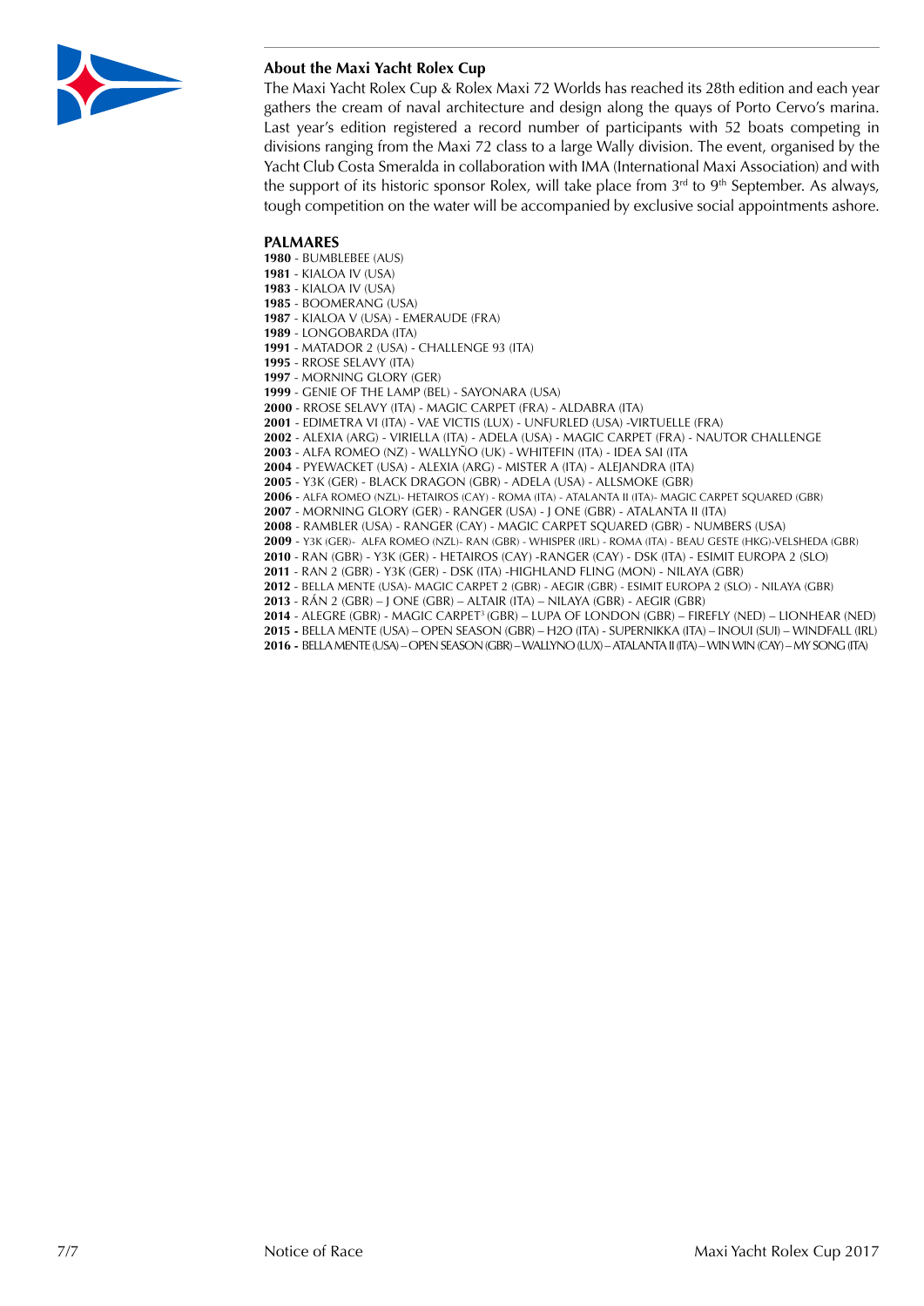### About the Maxi Yacht Rolex Cup

The Maxi Yacht Rolex Cup & Rolex Maxi 72 Worlds has reached its 28th edition and each year gathers the cream of naval architecture and design along the quays of Porto Cervo's marina. Last year's edition registered a record number of participants with 52 boats competing in divisions ranging from the Maxi 72 class to a large Wally division. The event, organised by the Yacht Club Costa Smeralda in collaboration with IMA (International Maxi Association) and with the support of its historic sponsor Rolex, will take place from 3rd to 9th September. As always, tough competition on the water will be accompanied by exclusive social appointments ashore.

### PALMARES

**1980** - BUMBLEBEE (AUS)
**1981** - KIALOA IV (USA)
**1983** - KIALOA IV (USA)
**1985** - BOOMERANG (USA)
**1987** - KIALOA V (USA) - EMERAUDE (FRA)
**1989** - LONGOBARDA (ITA)
**1991** - MATADOR 2 (USA) - CHALLENGE 93 (ITA)
**1995** - RROSE SELAVY (ITA)
**1997** - MORNING GLORY (GER)
**1999** - GENIE OF THE LAMP (BEL) - SAYONARA (USA)
**2000** - RROSE SELAVY (ITA) - MAGIC CARPET (FRA) - ALDABRA (ITA)
**2001** - EDIMETRA VI (ITA) - VAE VICTIS (LUX) - UNFURLED (USA) -VIRTUELLE (FRA)
**2002** - ALEXIA (ARG) - VIRIELLA (ITA) - ADELA (USA) - MAGIC CARPET (FRA) - NAUTOR CHALLENGE
**2003** - ALFA ROMEO (NZ) - WALLYÑO (UK) - WHITEFIN (ITA) - IDEA SAI (ITA
**2004** - PYEWACKET (USA) - ALEXIA (ARG) - MISTER A (ITA) - ALEJANDRA (ITA)
**2005** - Y3K (GER) - BLACK DRAGON (GBR) - ADELA (USA) - ALLSMOKE (GBR)
**2006** - ALFA ROMEO (NZL)- HETAIROS (CAY) - ROMA (ITA) - ATALANTA II (ITA)- MAGIC CARPET SQUARED (GBR)
**2007** - MORNING GLORY (GER) - RANGER (USA) - J ONE (GBR) - ATALANTA II (ITA)
**2008** - RAMBLER (USA) - RANGER (CAY) - MAGIC CARPET SQUARED (GBR) - NUMBERS (USA)
**2009** - Y3K (GER)- ALFA ROMEO (NZL)- RAN (GBR) - WHISPER (IRL) - ROMA (ITA) - BEAU GESTE (HKG)-VELSHEDA (GBR)
**2010** - RAN (GBR) - Y3K (GER) - HETAIROS (CAY) -RANGER (CAY) - DSK (ITA) - ESIMIT EUROPA 2 (SLO)
**2011** - RAN 2 (GBR) - Y3K (GER) - DSK (ITA) -HIGHLAND FLING (MON) - NILAYA (GBR)
**2012** - BELLA MENTE (USA)- MAGIC CARPET 2 (GBR) - AEGIR (GBR) - ESIMIT EUROPA 2 (SLO) - NILAYA (GBR)
**2013** - RÁN 2 (GBR) – J ONE (GBR) – ALTAIR (ITA) – NILAYA (GBR) - AEGIR (GBR)
**2014** - ALEGRE (GBR) - MAGIC CARPET³ (GBR) – LUPA OF LONDON (GBR) – FIREFLY (NED) – LIONHEAR (NED)
**2015** - BELLA MENTE (USA) – OPEN SEASON (GBR) – H2O (ITA) - SUPERNIKKA (ITA) – INOUI (SUI) – WINDFALL (IRL)
**2016** - BELLA MENTE (USA) – OPEN SEASON (GBR) – WALLYNO (LUX) – ATALANTA II (ITA) – WIN WIN (CAY) – MY SONG (ITA)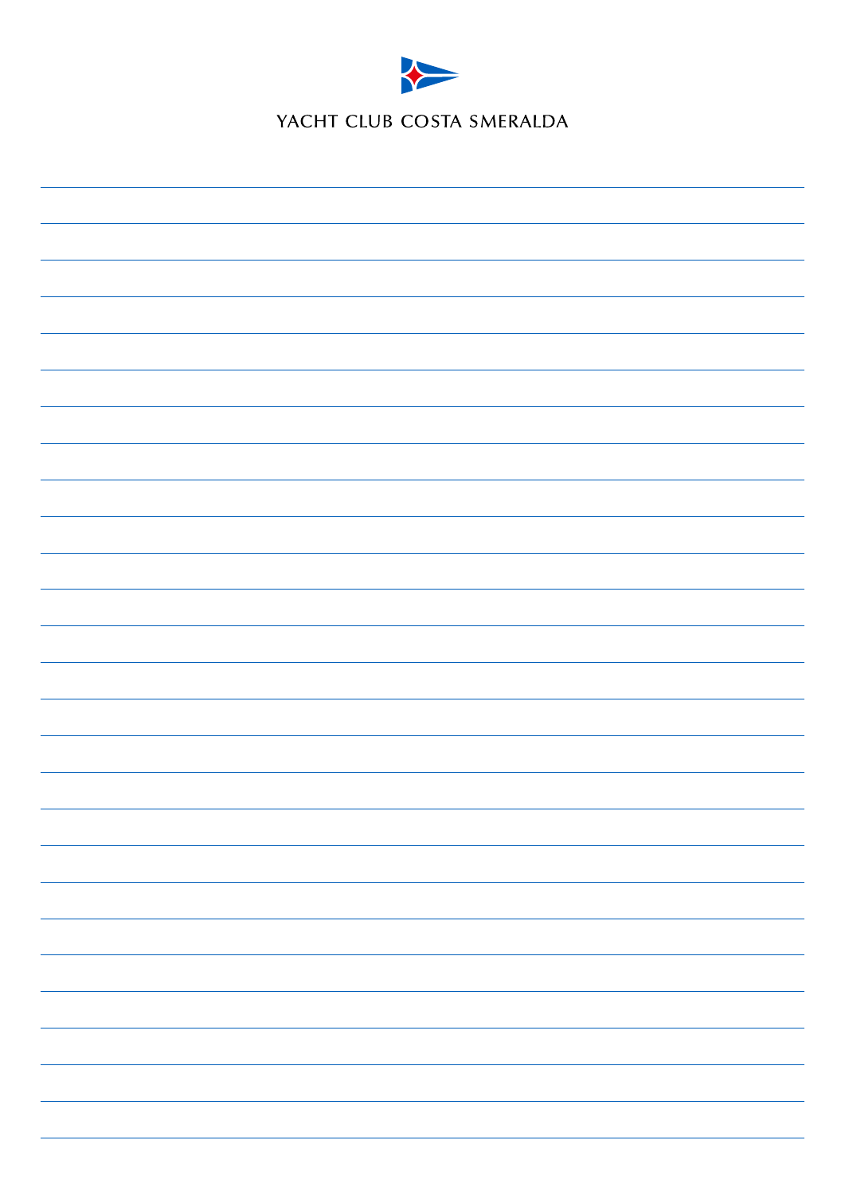YACHT CLUB COSTA SMERALDA